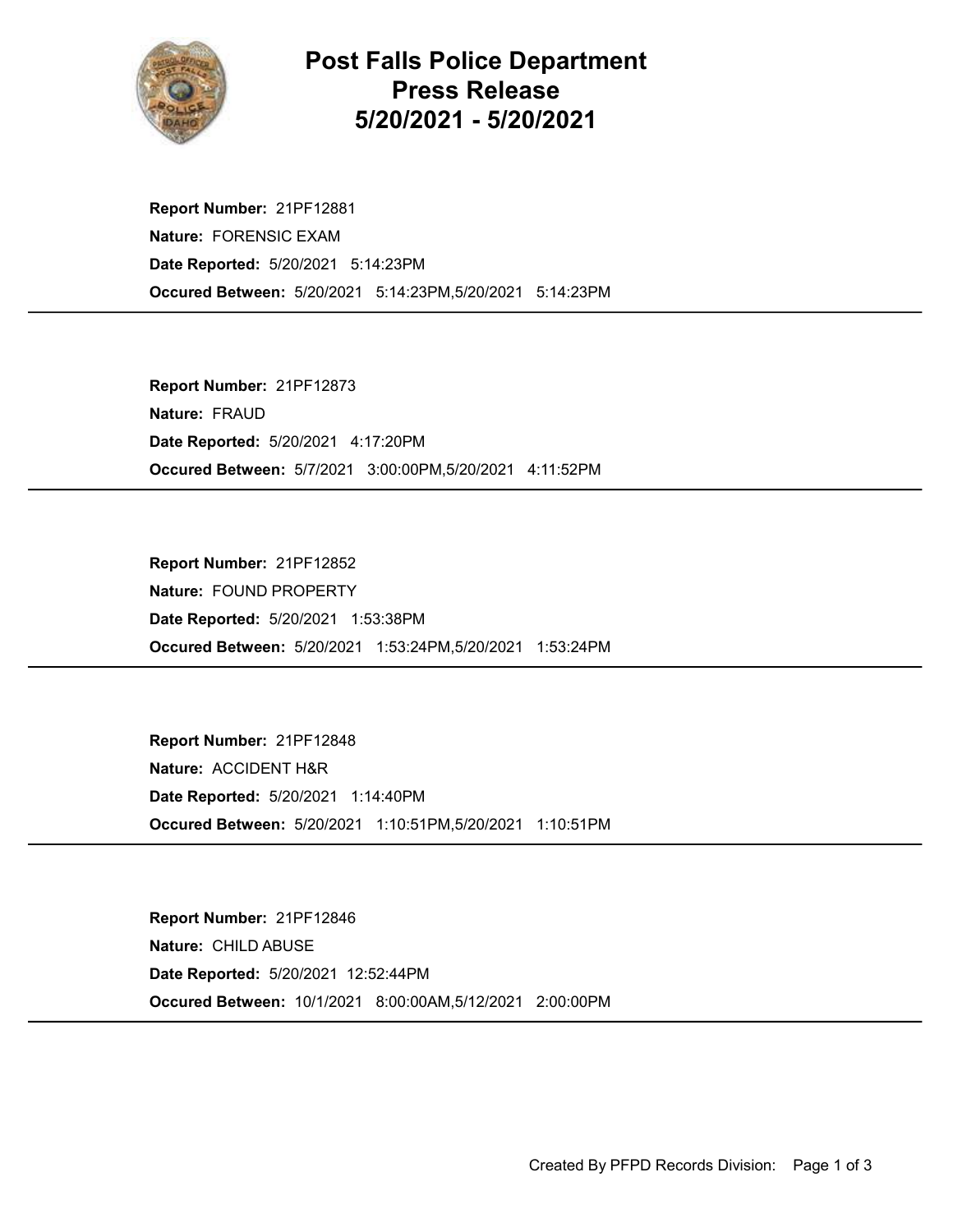# Post Falls Police Department Press Release 5/20/2021 - 5/20/2021

**Report Number:** 21PF12881
**Nature:** FORENSIC EXAM
**Date Reported:** 5/20/2021 5:14:23PM
**Occured Between:** 5/20/2021 5:14:23PM,5/20/2021 5:14:23PM

---

**Report Number:** 21PF12873
**Nature:** FRAUD
**Date Reported:** 5/20/2021 4:17:20PM
**Occured Between:** 5/7/2021 3:00:00PM,5/20/2021 4:11:52PM

---

**Report Number:** 21PF12852
**Nature:** FOUND PROPERTY
**Date Reported:** 5/20/2021 1:53:38PM
**Occured Between:** 5/20/2021 1:53:24PM,5/20/2021 1:53:24PM

---

**Report Number:** 21PF12848
**Nature:** ACCIDENT H&R
**Date Reported:** 5/20/2021 1:14:40PM
**Occured Between:** 5/20/2021 1:10:51PM,5/20/2021 1:10:51PM

---

**Report Number:** 21PF12846
**Nature:** CHILD ABUSE
**Date Reported:** 5/20/2021 12:52:44PM
**Occured Between:** 10/1/2021 8:00:00AM,5/12/2021 2:00:00PM

---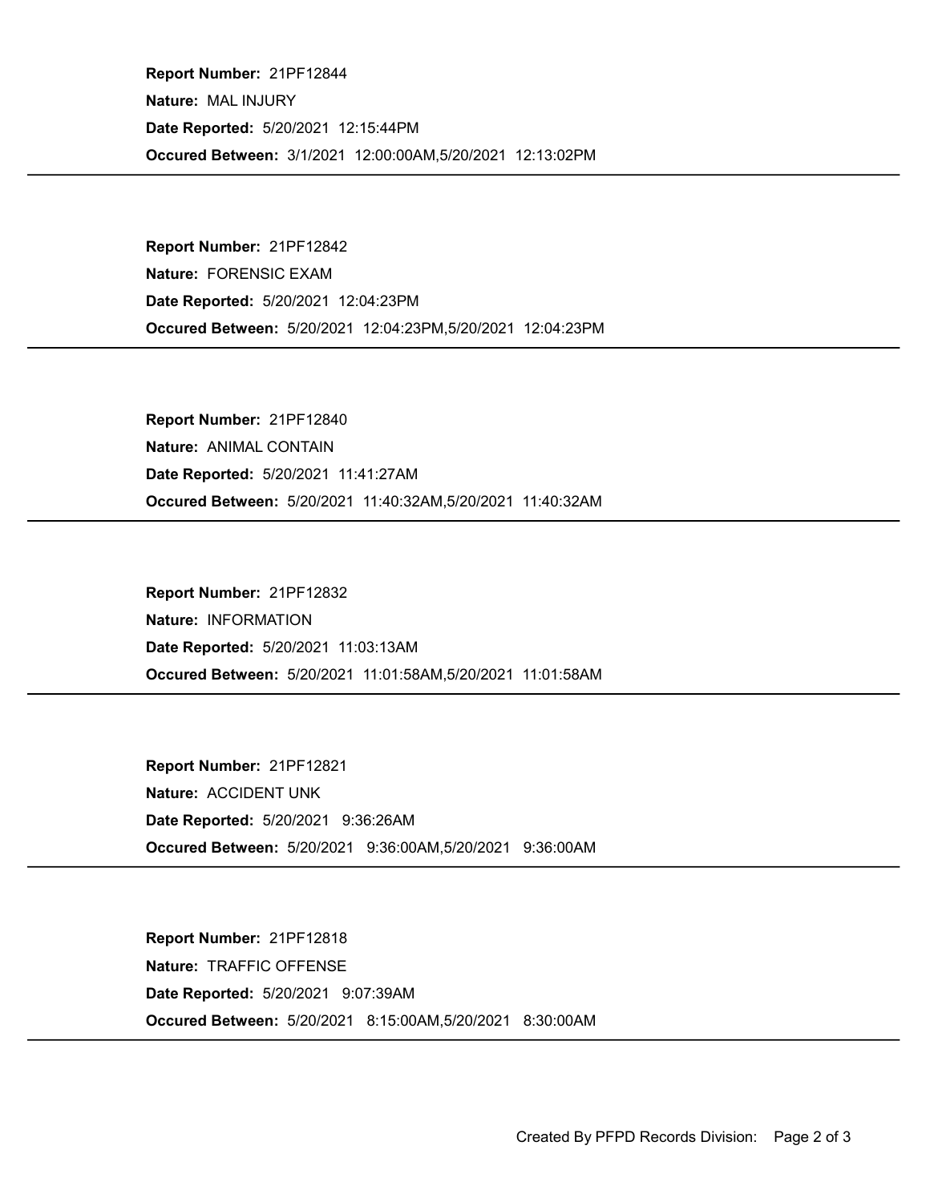**Report Number:** 21PF12844

**Nature:** MAL INJURY

**Date Reported:** 5/20/2021 12:15:44PM

**Occured Between:** 3/1/2021 12:00:00AM,5/20/2021 12:13:02PM

---

**Report Number:** 21PF12842

**Nature:** FORENSIC EXAM

**Date Reported:** 5/20/2021 12:04:23PM

**Occured Between:** 5/20/2021 12:04:23PM,5/20/2021 12:04:23PM

---

**Report Number:** 21PF12840

**Nature:** ANIMAL CONTAIN

**Date Reported:** 5/20/2021 11:41:27AM

**Occured Between:** 5/20/2021 11:40:32AM,5/20/2021 11:40:32AM

---

**Report Number:** 21PF12832

**Nature:** INFORMATION

**Date Reported:** 5/20/2021 11:03:13AM

**Occured Between:** 5/20/2021 11:01:58AM,5/20/2021 11:01:58AM

---

**Report Number:** 21PF12821

**Nature:** ACCIDENT UNK

**Date Reported:** 5/20/2021 9:36:26AM

**Occured Between:** 5/20/2021 9:36:00AM,5/20/2021 9:36:00AM

---

**Report Number:** 21PF12818

**Nature:** TRAFFIC OFFENSE

**Date Reported:** 5/20/2021 9:07:39AM

**Occured Between:** 5/20/2021 8:15:00AM,5/20/2021 8:30:00AM

---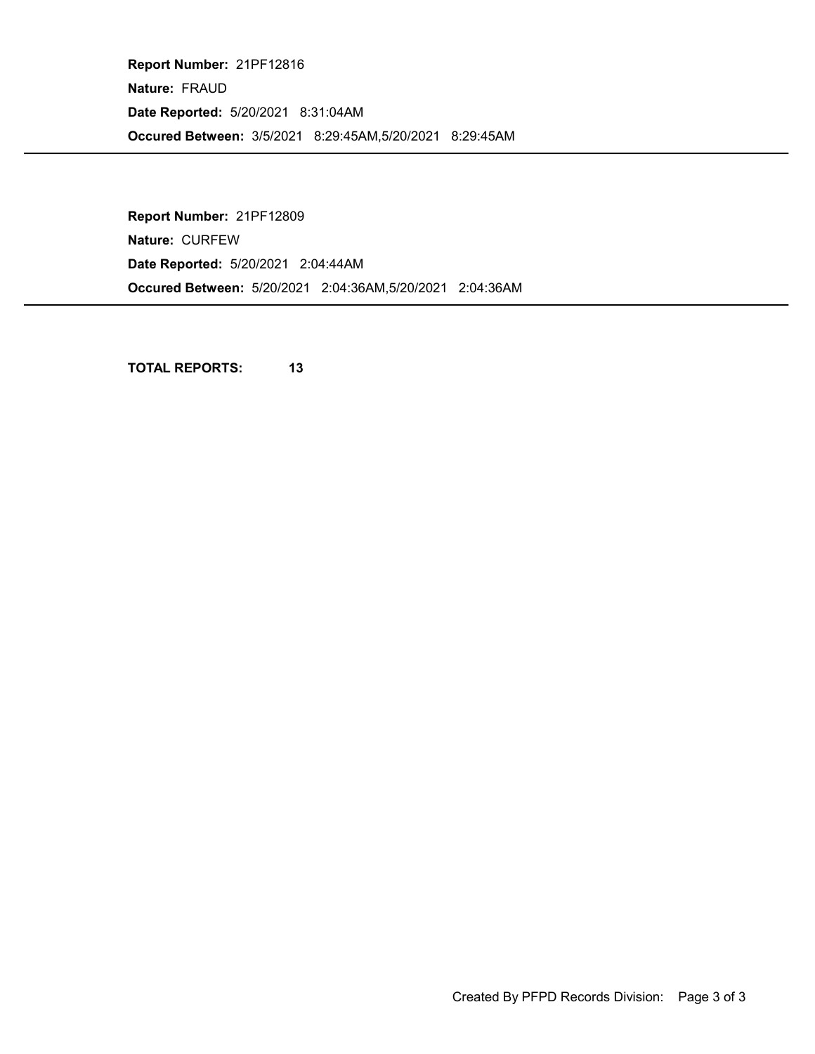**Report Number:** 21PF12816

**Nature:** FRAUD

**Date Reported:** 5/20/2021 8:31:04AM

**Occured Between:** 3/5/2021 8:29:45AM,5/20/2021 8:29:45AM

---

**Report Number:** 21PF12809

**Nature:** CURFEW

**Date Reported:** 5/20/2021 2:04:44AM

**Occured Between:** 5/20/2021 2:04:36AM,5/20/2021 2:04:36AM

---

**TOTAL REPORTS:** **13**